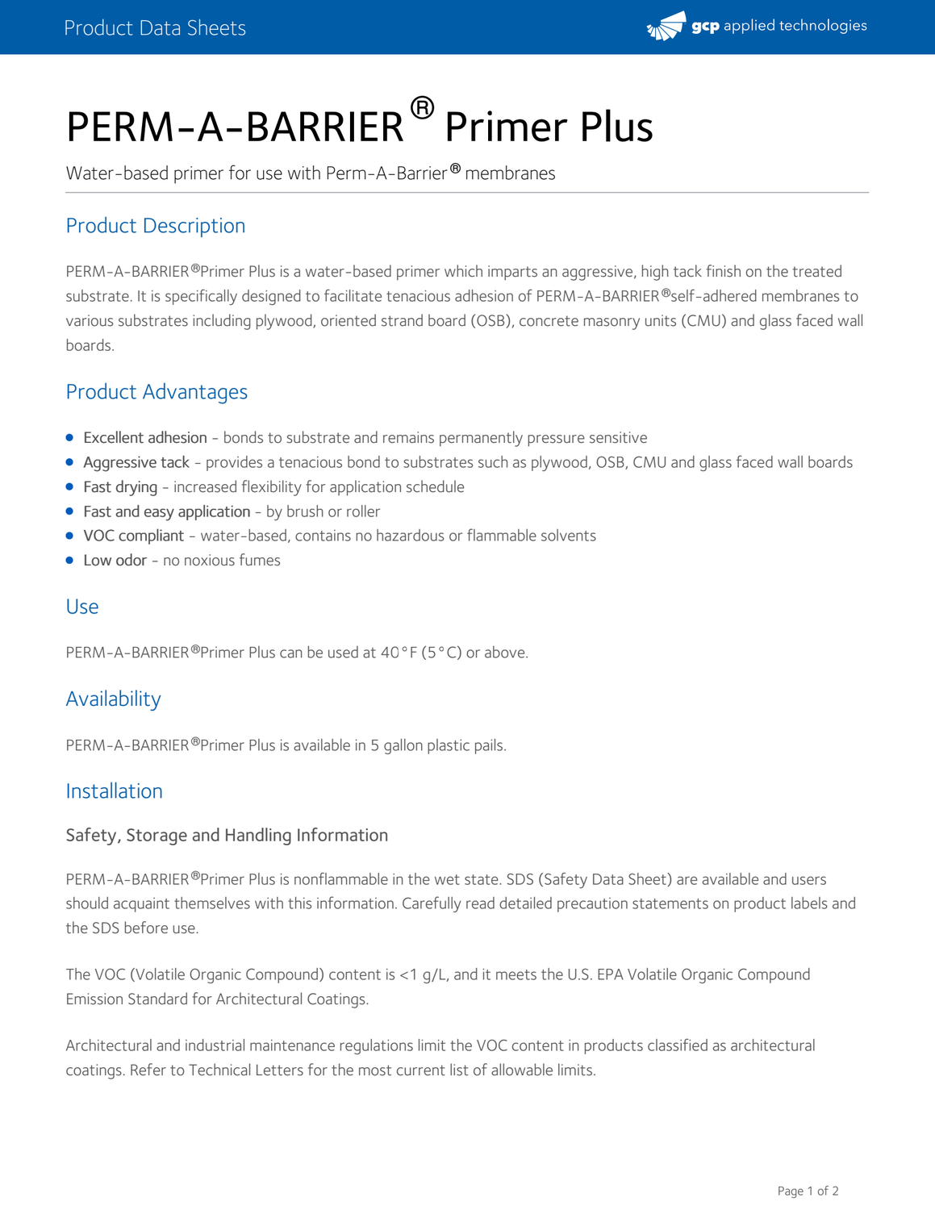# PERM-A-BARRIER® Primer Plus

Water-based primer for use with Perm-A-Barrier® membranes

## Product Description

PERM-A-BARRIER® Primer Plus is a water-based primer which imparts an aggressive, high tack finish on the treated substrate. It is specifically designed to facilitate tenacious adhesion of PERM-A-BARRIER® self-adhered membranes to various substrates including plywood, oriented strand board (OSB), concrete masonry units (CMU) and glass faced wall boards.

## Product Advantages

- Excellent adhesion - bonds to substrate and remains permanently pressure sensitive
- Aggressive tack - provides a tenacious bond to substrates such as plywood, OSB, CMU and glass faced wall boards
- Fast drying - increased flexibility for application schedule
- Fast and easy application - by brush or roller
- VOC compliant - water-based, contains no hazardous or flammable solvents
- Low odor - no noxious fumes

## Use

PERM-A-BARRIER® Primer Plus can be used at 40°F (5°C) or above.

## Availability

PERM-A-BARRIER® Primer Plus is available in 5 gallon plastic pails.

## Installation

### Safety, Storage and Handling Information

PERM-A-BARRIER® Primer Plus is nonflammable in the wet state. SDS (Safety Data Sheet) are available and users should acquaint themselves with this information. Carefully read detailed precaution statements on product labels and the SDS before use.

The VOC (Volatile Organic Compound) content is <1 g/L, and it meets the U.S. EPA Volatile Organic Compound Emission Standard for Architectural Coatings.

Architectural and industrial maintenance regulations limit the VOC content in products classified as architectural coatings. Refer to Technical Letters for the most current list of allowable limits.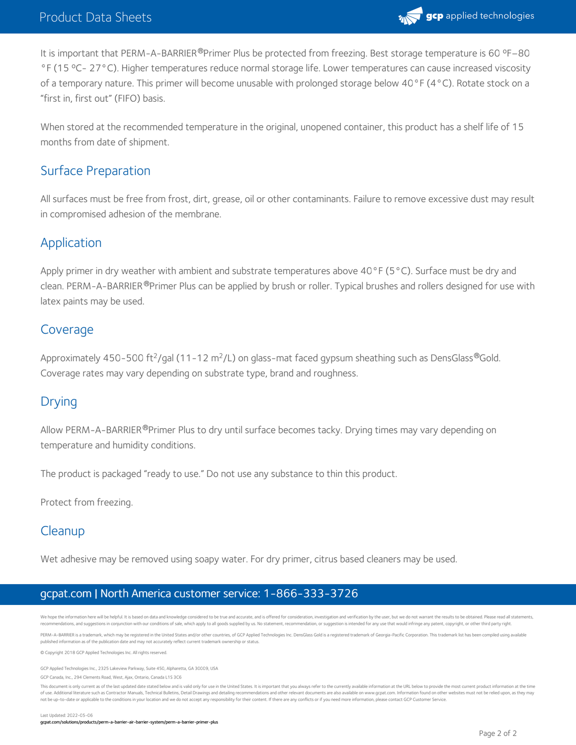It is important that PERM-A-BARRIER®Primer Plus be protected from freezing. Best storage temperature is 60 °F–80 °F (15 °C- 27°C). Higher temperatures reduce normal storage life. Lower temperatures can cause increased viscosity of a temporary nature. This primer will become unusable with prolonged storage below 40°F (4°C). Rotate stock on a "first in, first out" (FIFO) basis.

When stored at the recommended temperature in the original, unopened container, this product has a shelf life of 15 months from date of shipment.

## Surface Preparation

All surfaces must be free from frost, dirt, grease, oil or other contaminants. Failure to remove excessive dust may result in compromised adhesion of the membrane.

## Application

Apply primer in dry weather with ambient and substrate temperatures above 40°F (5°C). Surface must be dry and clean. PERM-A-BARRIER®Primer Plus can be applied by brush or roller. Typical brushes and rollers designed for use with latex paints may be used.

## Coverage

Approximately 450-500 $ft^2$/gal (11-12 $m^2$/L) on glass-mat faced gypsum sheathing such as DensGlass®Gold. Coverage rates may vary depending on substrate type, brand and roughness.

## Drying

Allow PERM-A-BARRIER®Primer Plus to dry until surface becomes tacky. Drying times may vary depending on temperature and humidity conditions.

The product is packaged "ready to use." Do not use any substance to thin this product.

Protect from freezing.

## Cleanup

Wet adhesive may be removed using soapy water. For dry primer, citrus based cleaners may be used.

gcpat.com | North America customer service: 1-866-333-3726

We hope the information here will be helpful. It is based on data and knowledge considered to be true and accurate, and is offered for consideration, investigation and verification by the user, but we do not warrant the results to be obtained. Please read all statements, recommendations, and suggestions in conjunction with our conditions of sale, which apply to all goods supplied by us. No statement, recommendation, or suggestion is intended for any use that would infringe any patent, copyright, or other third party right.

PERM-A-BARRIER is a trademark, which may be registered in the United States and/or other countries, of GCP Applied Technologies Inc. DensGlass Gold is a registered trademark of Georgia-Pacific Corporation. This trademark list has been compiled using available published information as of the publication date and may not accurately reflect current trademark ownership or status.

© Copyright 2018 GCP Applied Technologies Inc. All rights reserved.

GCP Applied Technologies Inc., 2325 Lakeview Parkway, Suite 450, Alpharetta, GA 30009, USA

GCP Canada, Inc., 294 Clements Road, West, Ajax, Ontario, Canada L1S 3C6

This document is only current as of the last updated date stated below and is valid only for use in the United States. It is important that you always refer to the currently available information at the URL below to provide the most current product information at the time of use. Additional literature such as Contractor Manuals, Technical Bulletins, Detail Drawings and detailing recommendations and other relevant documents are also available on www.gcpat.com. Information found on other websites must not be relied upon, as they may not be up-to-date or applicable to the conditions in your location and we do not accept any responsibility for their content. If there are any conflicts or if you need more information, please contact GCP Customer Service.

Last Updated: 2022-05-06

gcpat.com/solutions/products/perm-a-barrier-air-barrier-system/perm-a-barrier-primer-plus